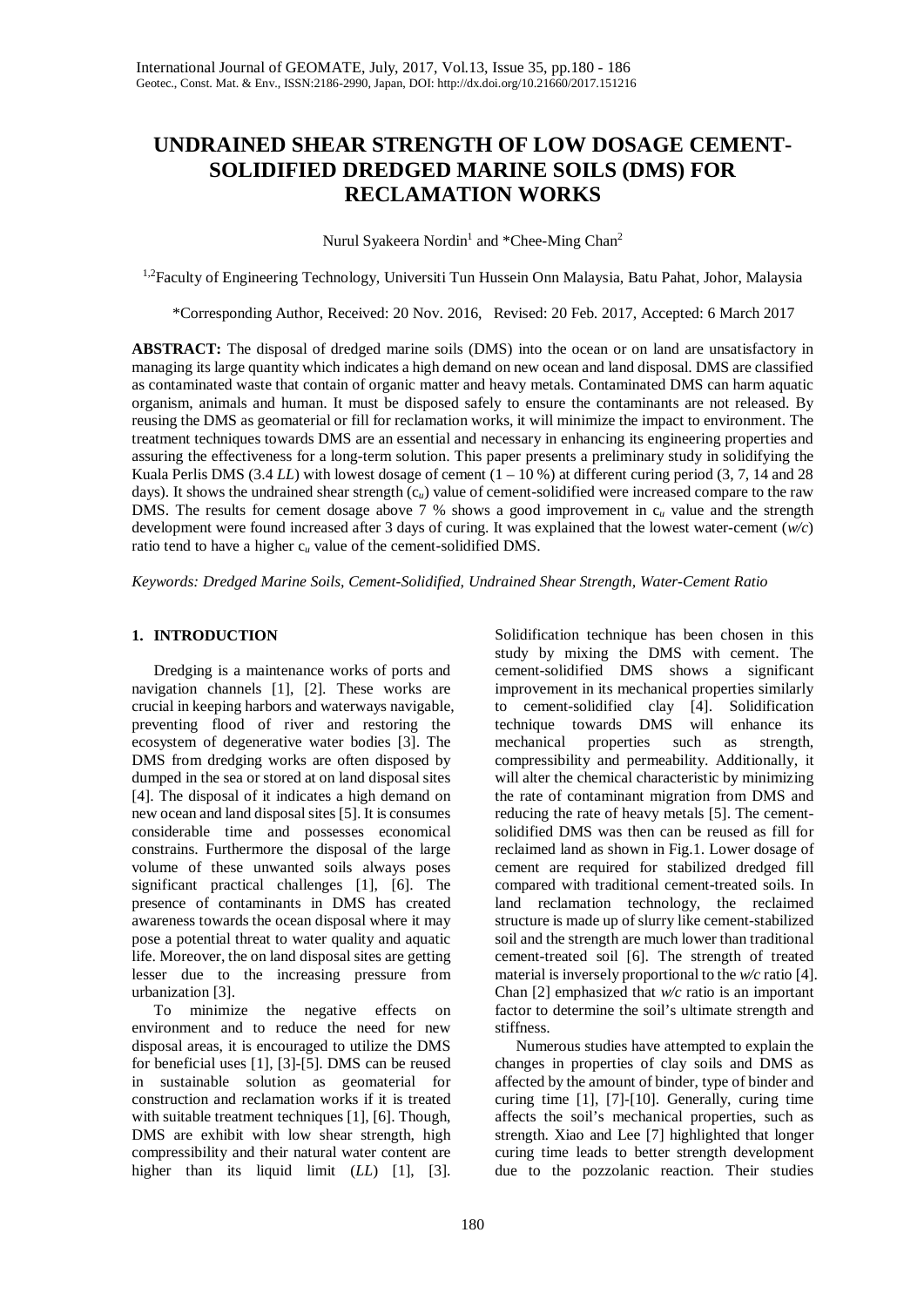# UNDRAINED SHEAR STRENGTH OF LOW DOSAGE CEMENT-SOLIDIFIED DREDGED MARINE SOILS (DMS) FOR RECLAMATION WORKS

Nurul Syakeera Nordin[1] and *Chee-Ming Chan[2]

[1,2]Faculty of Engineering Technology, Universiti Tun Hussein Onn Malaysia, Batu Pahat, Johor, Malaysia

*Corresponding Author, Received: 20 Nov. 2016, Revised: 20 Feb. 2017, Accepted: 6 March 2017

**ABSTRACT:** The disposal of dredged marine soils (DMS) into the ocean or on land are unsatisfactory in managing its large quantity which indicates a high demand on new ocean and land disposal. DMS are classified as contaminated waste that contain of organic matter and heavy metals. Contaminated DMS can harm aquatic organism, animals and human. It must be disposed safely to ensure the contaminants are not released. By reusing the DMS as geomaterial or fill for reclamation works, it will minimize the impact to environment. The treatment techniques towards DMS are an essential and necessary in enhancing its engineering properties and assuring the effectiveness for a long-term solution. This paper presents a preliminary study in solidifying the Kuala Perlis DMS (3.4 *LL*) with lowest dosage of cement (1 – 10 %) at different curing period (3, 7, 14 and 28 days). It shows the undrained shear strength ($c_u$) value of cement-solidified were increased compare to the raw DMS. The results for cement dosage above 7 % shows a good improvement in $c_u$ value and the strength development were found increased after 3 days of curing. It was explained that the lowest water-cement (*w/c*) ratio tend to have a higher $c_u$ value of the cement-solidified DMS.

*Keywords: Dredged Marine Soils, Cement-Solidified, Undrained Shear Strength, Water-Cement Ratio*

## 1. INTRODUCTION

Dredging is a maintenance works of ports and navigation channels [1], [2]. These works are crucial in keeping harbors and waterways navigable, preventing flood of river and restoring the ecosystem of degenerative water bodies [3]. The DMS from dredging works are often disposed by dumped in the sea or stored at on land disposal sites [4]. The disposal of it indicates a high demand on new ocean and land disposal sites [5]. It is consumes considerable time and possesses economical constrains. Furthermore the disposal of the large volume of these unwanted soils always poses significant practical challenges [1], [6]. The presence of contaminants in DMS has created awareness towards the ocean disposal where it may pose a potential threat to water quality and aquatic life. Moreover, the on land disposal sites are getting lesser due to the increasing pressure from urbanization [3].

To minimize the negative effects on environment and to reduce the need for new disposal areas, it is encouraged to utilize the DMS for beneficial uses [1], [3]-[5]. DMS can be reused in sustainable solution as geomaterial for construction and reclamation works if it is treated with suitable treatment techniques [1], [6]. Though, DMS are exhibit with low shear strength, high compressibility and their natural water content are higher than its liquid limit (*LL*) [1], [3]. Solidification technique has been chosen in this study by mixing the DMS with cement. The cement-solidified DMS shows a significant improvement in its mechanical properties similarly to cement-solidified clay [4]. Solidification technique towards DMS will enhance its mechanical properties such as strength, compressibility and permeability. Additionally, it will alter the chemical characteristic by minimizing the rate of contaminant migration from DMS and reducing the rate of heavy metals [5]. The cement-solidified DMS was then can be reused as fill for reclaimed land as shown in Fig.1. Lower dosage of cement are required for stabilized dredged fill compared with traditional cement-treated soils. In land reclamation technology, the reclaimed structure is made up of slurry like cement-stabilized soil and the strength are much lower than traditional cement-treated soil [6]. The strength of treated material is inversely proportional to the *w/c* ratio [4]. Chan [2] emphasized that *w/c* ratio is an important factor to determine the soil's ultimate strength and stiffness.

Numerous studies have attempted to explain the changes in properties of clay soils and DMS as affected by the amount of binder, type of binder and curing time [1], [7]-[10]. Generally, curing time affects the soil's mechanical properties, such as strength. Xiao and Lee [7] highlighted that longer curing time leads to better strength development due to the pozzolanic reaction. Their studies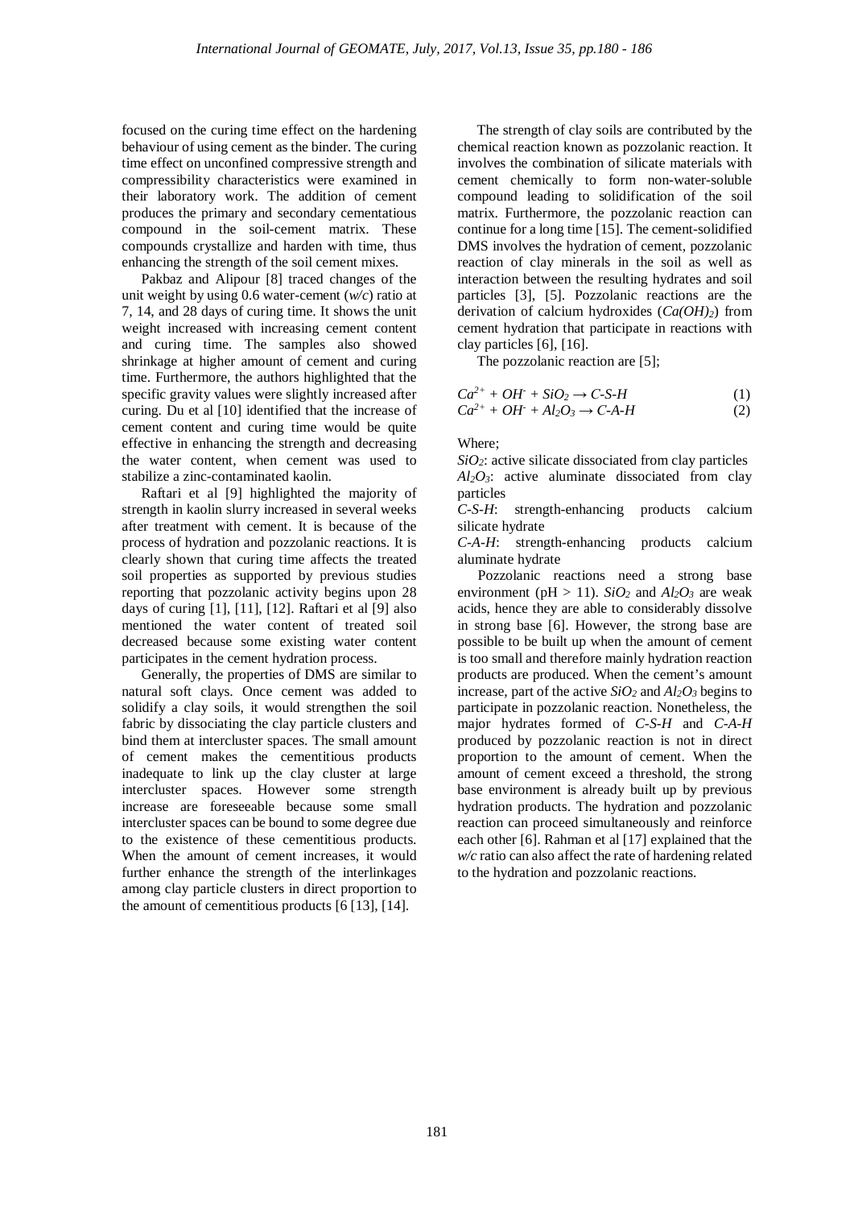focused on the curing time effect on the hardening behaviour of using cement as the binder. The curing time effect on unconfined compressive strength and compressibility characteristics were examined in their laboratory work. The addition of cement produces the primary and secondary cementatious compound in the soil-cement matrix. These compounds crystallize and harden with time, thus enhancing the strength of the soil cement mixes.

Pakbaz and Alipour [8] traced changes of the unit weight by using 0.6 water-cement (*w/c*) ratio at 7, 14, and 28 days of curing time. It shows the unit weight increased with increasing cement content and curing time. The samples also showed shrinkage at higher amount of cement and curing time. Furthermore, the authors highlighted that the specific gravity values were slightly increased after curing. Du et al [10] identified that the increase of cement content and curing time would be quite effective in enhancing the strength and decreasing the water content, when cement was used to stabilize a zinc-contaminated kaolin.

Raftari et al [9] highlighted the majority of strength in kaolin slurry increased in several weeks after treatment with cement. It is because of the process of hydration and pozzolanic reactions. It is clearly shown that curing time affects the treated soil properties as supported by previous studies reporting that pozzolanic activity begins upon 28 days of curing [1], [11], [12]. Raftari et al [9] also mentioned the water content of treated soil decreased because some existing water content participates in the cement hydration process.

Generally, the properties of DMS are similar to natural soft clays. Once cement was added to solidify a clay soils, it would strengthen the soil fabric by dissociating the clay particle clusters and bind them at intercluster spaces. The small amount of cement makes the cementitious products inadequate to link up the clay cluster at large intercluster spaces. However some strength increase are foreseeable because some small intercluster spaces can be bound to some degree due to the existence of these cementitious products. When the amount of cement increases, it would further enhance the strength of the interlinkages among clay particle clusters in direct proportion to the amount of cementitious products [6 [13], [14].

The strength of clay soils are contributed by the chemical reaction known as pozzolanic reaction. It involves the combination of silicate materials with cement chemically to form non-water-soluble compound leading to solidification of the soil matrix. Furthermore, the pozzolanic reaction can continue for a long time [15]. The cement-solidified DMS involves the hydration of cement, pozzolanic reaction of clay minerals in the soil as well as interaction between the resulting hydrates and soil particles [3], [5]. Pozzolanic reactions are the derivation of calcium hydroxides ($Ca(OH)_2$) from cement hydration that participate in reactions with clay particles [6], [16].

The pozzolanic reaction are [5];

$$Ca^{2+} + OH^{-} + SiO_2 \rightarrow C\text{-}S\text{-}H \quad (1)$$

$$Ca^{2+} + OH^{-} + Al_2O_3 \rightarrow C\text{-}A\text{-}H \quad (2)$$

Where;

$SiO_2$: active silicate dissociated from clay particles

$Al_2O_3$: active aluminate dissociated from clay particles

*C-S-H*: strength-enhancing products calcium silicate hydrate

*C-A-H*: strength-enhancing products calcium aluminate hydrate

Pozzolanic reactions need a strong base environment (pH > 11). $SiO_2$ and $Al_2O_3$ are weak acids, hence they are able to considerably dissolve in strong base [6]. However, the strong base are possible to be built up when the amount of cement is too small and therefore mainly hydration reaction products are produced. When the cement's amount increase, part of the active $SiO_2$ and $Al_2O_3$ begins to participate in pozzolanic reaction. Nonetheless, the major hydrates formed of *C-S-H* and *C-A-H* produced by pozzolanic reaction is not in direct proportion to the amount of cement. When the amount of cement exceed a threshold, the strong base environment is already built up by previous hydration products. The hydration and pozzolanic reaction can proceed simultaneously and reinforce each other [6]. Rahman et al [17] explained that the *w/c* ratio can also affect the rate of hardening related to the hydration and pozzolanic reactions.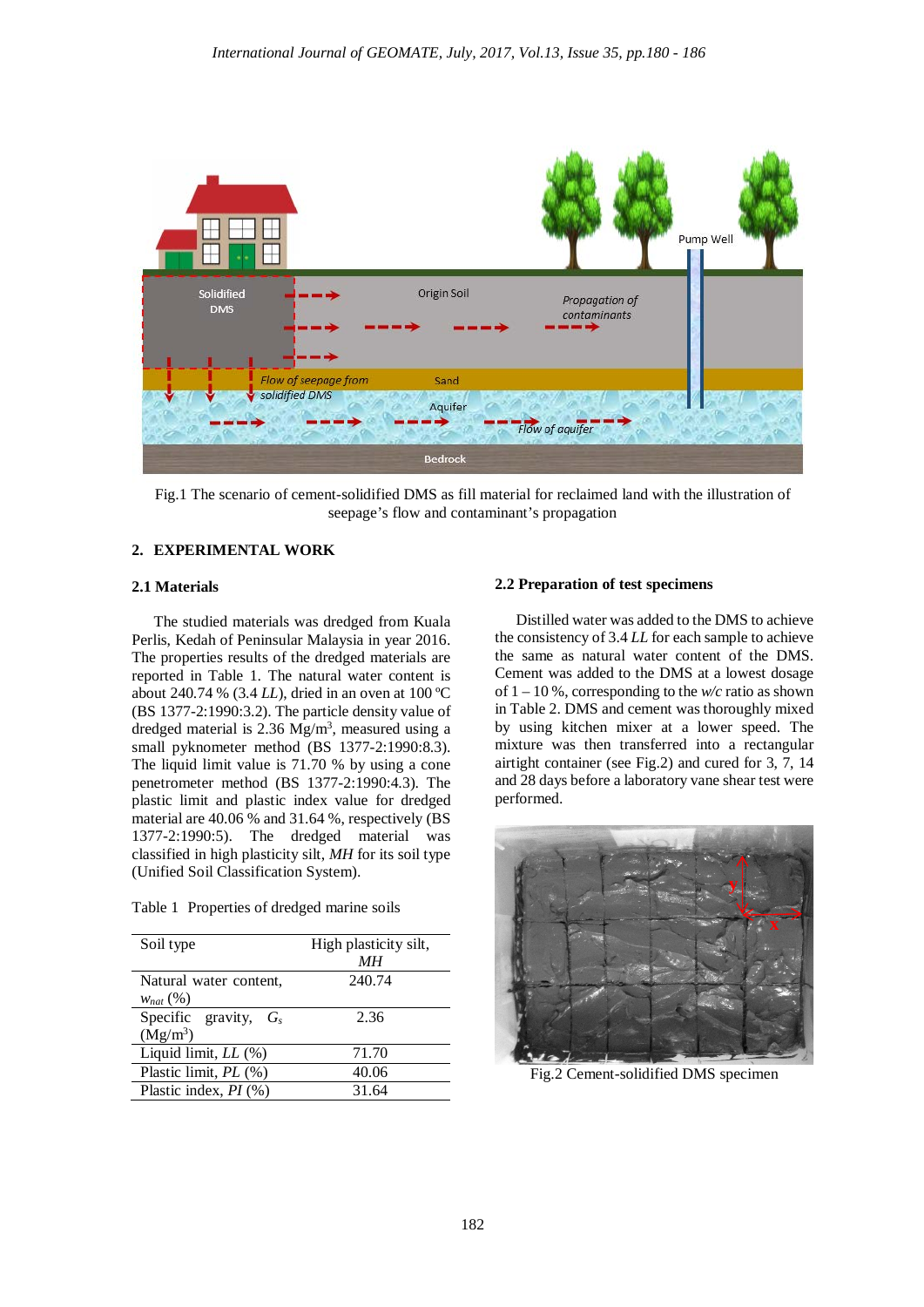Fig.1 The scenario of cement-solidified DMS as fill material for reclaimed land with the illustration of seepage's flow and contaminant's propagation

## 2. EXPERIMENTAL WORK

### 2.1 Materials

The studied materials was dredged from Kuala Perlis, Kedah of Peninsular Malaysia in year 2016. The properties results of the dredged materials are reported in Table 1. The natural water content is about 240.74 % (3.4 *LL*), dried in an oven at 100 ºC (BS 1377-2:1990:3.2). The particle density value of dredged material is 2.36 Mg/m$^3$, measured using a small pyknometer method (BS 1377-2:1990:8.3). The liquid limit value is 71.70 % by using a cone penetrometer method (BS 1377-2:1990:4.3). The plastic limit and plastic index value for dredged material are 40.06 % and 31.64 %, respectively (BS 1377-2:1990:5). The dredged material was classified in high plasticity silt, *MH* for its soil type (Unified Soil Classification System).

Table 1 Properties of dredged marine soils

| Soil type | High plasticity silt, *MH* |
|---|---|
| Natural water content, $w_{nat}$ (%) | 240.74 |
| Specific gravity, $G_s$ (Mg/m$^3$) | 2.36 |
| Liquid limit, *LL* (%) | 71.70 |
| Plastic limit, *PL* (%) | 40.06 |
| Plastic index, *PI* (%) | 31.64 |

### 2.2 Preparation of test specimens

Distilled water was added to the DMS to achieve the consistency of 3.4 *LL* for each sample to achieve the same as natural water content of the DMS. Cement was added to the DMS at a lowest dosage of 1 – 10 %, corresponding to the *w/c* ratio as shown in Table 2. DMS and cement was thoroughly mixed by using kitchen mixer at a lower speed. The mixture was then transferred into a rectangular airtight container (see Fig.2) and cured for 3, 7, 14 and 28 days before a laboratory vane shear test were performed.

Fig.2 Cement-solidified DMS specimen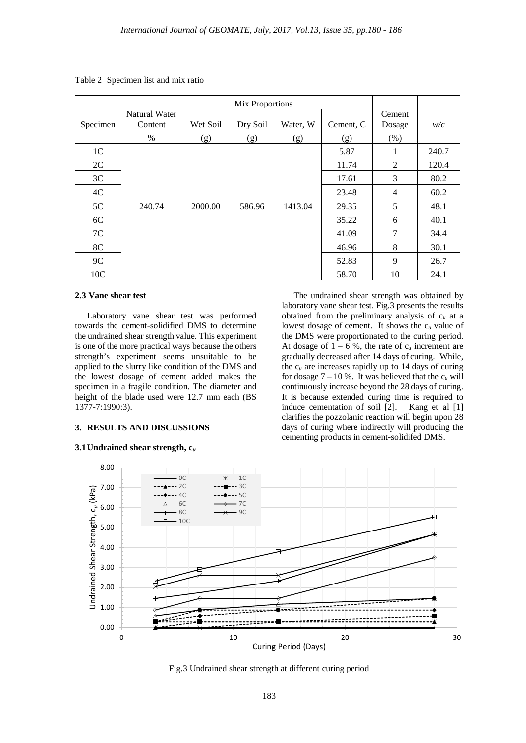Table 2 Specimen list and mix ratio

| Specimen | Natural Water Content % | Mix Proportions Wet Soil (g) | Dry Soil (g) | Water, W (g) | Cement, C (g) | Cement Dosage (%) | $w/c$ |
|---|---|---|---|---|---|---|---|
| 1C | 240.74 | 2000.00 | 586.96 | 1413.04 | 5.87 | 1 | 240.7 |
| 2C | | | | | 11.74 | 2 | 120.4 |
| 3C | | | | | 17.61 | 3 | 80.2 |
| 4C | | | | | 23.48 | 4 | 60.2 |
| 5C | | | | | 29.35 | 5 | 48.1 |
| 6C | | | | | 35.22 | 6 | 40.1 |
| 7C | | | | | 41.09 | 7 | 34.4 |
| 8C | | | | | 46.96 | 8 | 30.1 |
| 9C | | | | | 52.83 | 9 | 26.7 |
| 10C | | | | | 58.70 | 10 | 24.1 |

### 2.3 Vane shear test

Laboratory vane shear test was performed towards the cement-solidified DMS to determine the undrained shear strength value. This experiment is one of the more practical ways because the others strength's experiment seems unsuitable to be applied to the slurry like condition of the DMS and the lowest dosage of cement added makes the specimen in a fragile condition. The diameter and height of the blade used were 12.7 mm each (BS 1377-7:1990:3).

## 3. RESULTS AND DISCUSSIONS

### 3.1 Undrained shear strength, $c_u$

The undrained shear strength was obtained by laboratory vane shear test. Fig.3 presents the results obtained from the preliminary analysis of $c_u$ at a lowest dosage of cement. It shows the $c_u$ value of the DMS were proportionated to the curing period. At dosage of 1 – 6 %, the rate of $c_u$ increment are gradually decreased after 14 days of curing. While, the $c_u$ are increases rapidly up to 14 days of curing for dosage 7 – 10 %. It was believed that the $c_u$ will continuously increase beyond the 28 days of curing. It is because extended curing time is required to induce cementation of soil [2]. Kang et al [1] clarifies the pozzolanic reaction will begin upon 28 days of curing where indirectly will producing the cementing products in cement-solidifed DMS.

Fig.3 Undrained shear strength at different curing period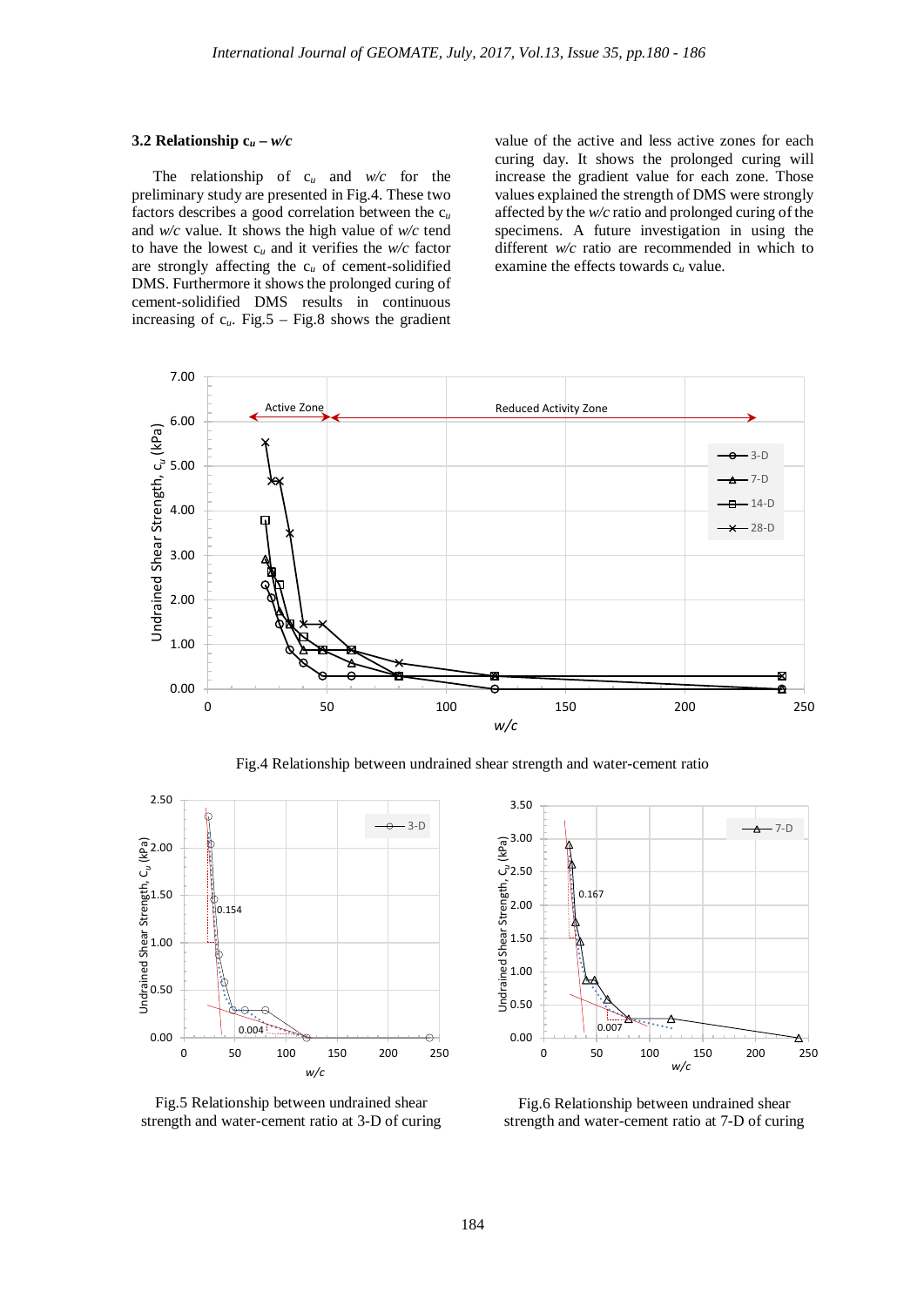### 3.2 Relationship $c_u$ – $w/c$

The relationship of $c_u$ and $w/c$ for the preliminary study are presented in Fig.4. These two factors describes a good correlation between the $c_u$ and $w/c$ value. It shows the high value of $w/c$ tend to have the lowest $c_u$ and it verifies the $w/c$ factor are strongly affecting the $c_u$ of cement-solidified DMS. Furthermore it shows the prolonged curing of cement-solidified DMS results in continuous increasing of $c_u$. Fig.5 – Fig.8 shows the gradient value of the active and less active zones for each curing day. It shows the prolonged curing will increase the gradient value for each zone. Those values explained the strength of DMS were strongly affected by the $w/c$ ratio and prolonged curing of the specimens. A future investigation in using the different $w/c$ ratio are recommended in which to examine the effects towards $c_u$ value.

Fig.4 Relationship between undrained shear strength and water-cement ratio

Fig.5 Relationship between undrained shear strength and water-cement ratio at 3-D of curing

Fig.6 Relationship between undrained shear strength and water-cement ratio at 7-D of curing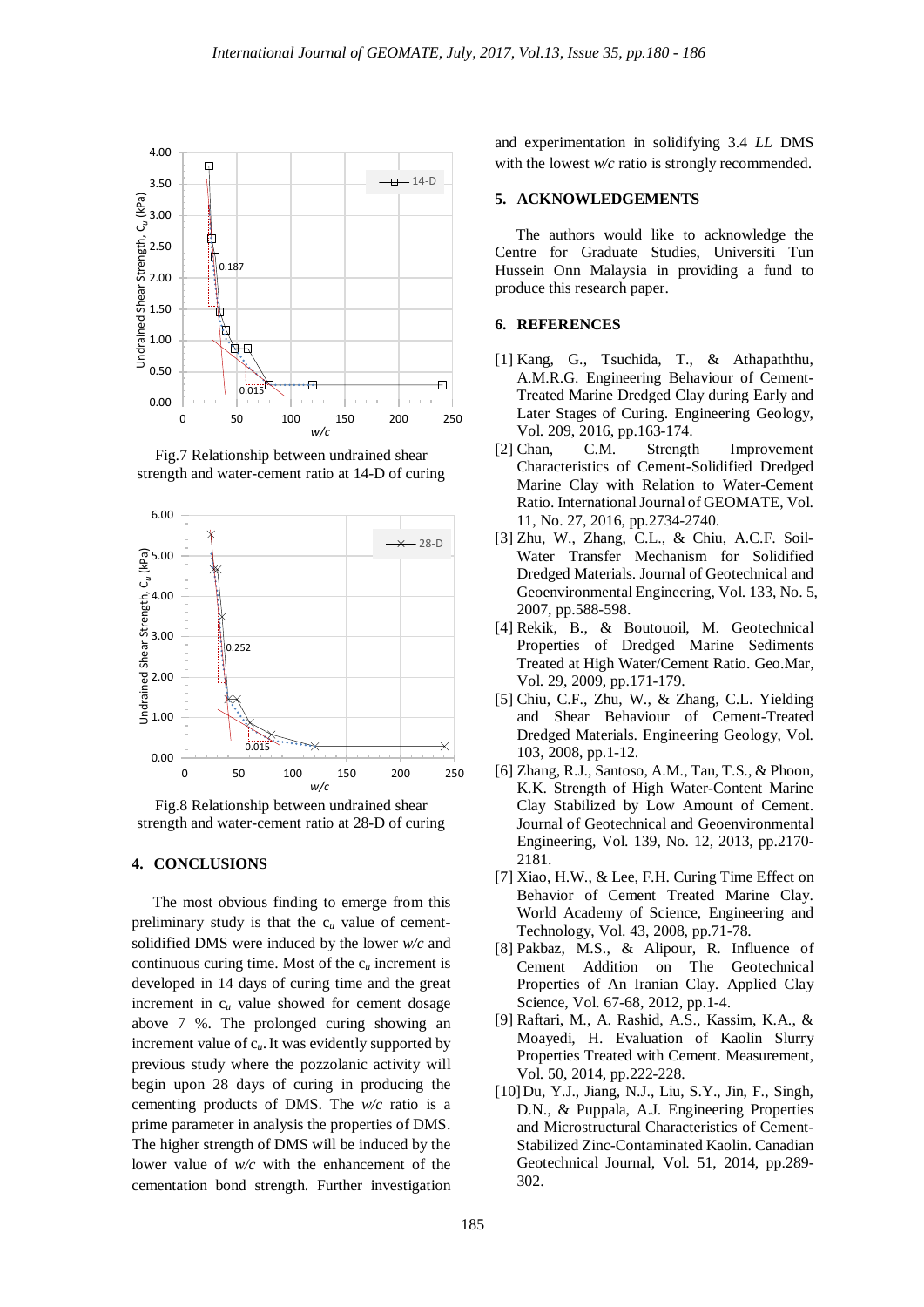Fig.7 Relationship between undrained shear strength and water-cement ratio at 14-D of curing

Fig.8 Relationship between undrained shear strength and water-cement ratio at 28-D of curing

## 4. CONCLUSIONS

The most obvious finding to emerge from this preliminary study is that the $c_u$ value of cement-solidified DMS were induced by the lower *w/c* and continuous curing time. Most of the $c_u$ increment is developed in 14 days of curing time and the great increment in $c_u$ value showed for cement dosage above 7 %. The prolonged curing showing an increment value of $c_u$. It was evidently supported by previous study where the pozzolanic activity will begin upon 28 days of curing in producing the cementing products of DMS. The *w/c* ratio is a prime parameter in analysis the properties of DMS. The higher strength of DMS will be induced by the lower value of *w/c* with the enhancement of the cementation bond strength. Further investigation and experimentation in solidifying 3.4 *LL* DMS with the lowest *w/c* ratio is strongly recommended.

## 5. ACKNOWLEDGEMENTS

The authors would like to acknowledge the Centre for Graduate Studies, Universiti Tun Hussein Onn Malaysia in providing a fund to produce this research paper.

## 6. REFERENCES

[1] Kang, G., Tsuchida, T., & Athapaththu, A.M.R.G. Engineering Behaviour of Cement-Treated Marine Dredged Clay during Early and Later Stages of Curing. Engineering Geology, Vol. 209, 2016, pp.163-174.

[2] Chan, C.M. Strength Improvement Characteristics of Cement-Solidified Dredged Marine Clay with Relation to Water-Cement Ratio. International Journal of GEOMATE, Vol. 11, No. 27, 2016, pp.2734-2740.

[3] Zhu, W., Zhang, C.L., & Chiu, A.C.F. Soil-Water Transfer Mechanism for Solidified Dredged Materials. Journal of Geotechnical and Geoenvironmental Engineering, Vol. 133, No. 5, 2007, pp.588-598.

[4] Rekik, B., & Boutouoil, M. Geotechnical Properties of Dredged Marine Sediments Treated at High Water/Cement Ratio. Geo.Mar, Vol. 29, 2009, pp.171-179.

[5] Chiu, C.F., Zhu, W., & Zhang, C.L. Yielding and Shear Behaviour of Cement-Treated Dredged Materials. Engineering Geology, Vol. 103, 2008, pp.1-12.

[6] Zhang, R.J., Santoso, A.M., Tan, T.S., & Phoon, K.K. Strength of High Water-Content Marine Clay Stabilized by Low Amount of Cement. Journal of Geotechnical and Geoenvironmental Engineering, Vol. 139, No. 12, 2013, pp.2170-2181.

[7] Xiao, H.W., & Lee, F.H. Curing Time Effect on Behavior of Cement Treated Marine Clay. World Academy of Science, Engineering and Technology, Vol. 43, 2008, pp.71-78.

[8] Pakbaz, M.S., & Alipour, R. Influence of Cement Addition on The Geotechnical Properties of An Iranian Clay. Applied Clay Science, Vol. 67-68, 2012, pp.1-4.

[9] Raftari, M., A. Rashid, A.S., Kassim, K.A., & Moayedi, H. Evaluation of Kaolin Slurry Properties Treated with Cement. Measurement, Vol. 50, 2014, pp.222-228.

[10] Du, Y.J., Jiang, N.J., Liu, S.Y., Jin, F., Singh, D.N., & Puppala, A.J. Engineering Properties and Microstructural Characteristics of Cement-Stabilized Zinc-Contaminated Kaolin. Canadian Geotechnical Journal, Vol. 51, 2014, pp.289-302.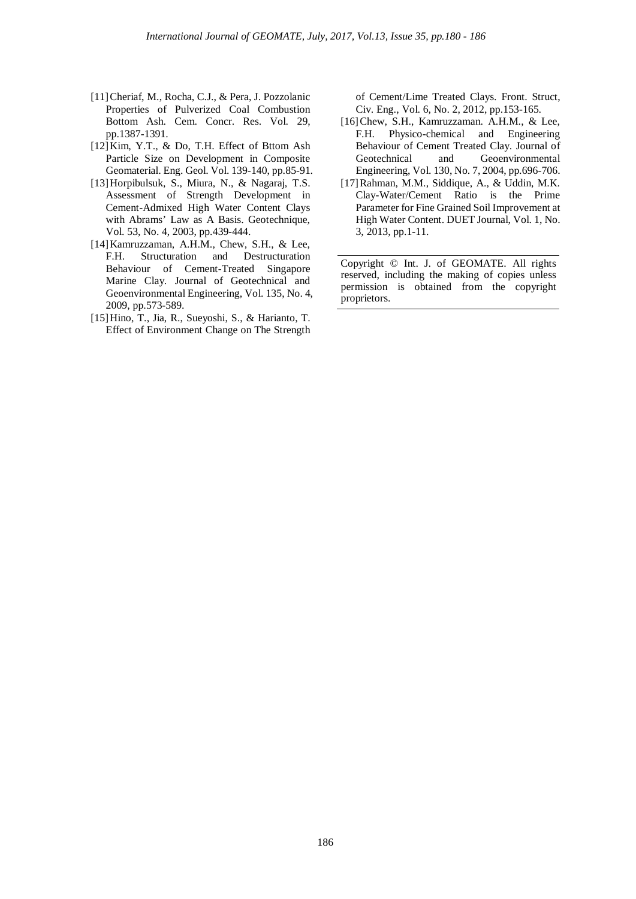[11] Cheriaf, M., Rocha, C.J., & Pera, J. Pozzolanic Properties of Pulverized Coal Combustion Bottom Ash. Cem. Concr. Res. Vol. 29, pp.1387-1391.

[12] Kim, Y.T., & Do, T.H. Effect of Bttom Ash Particle Size on Development in Composite Geomaterial. Eng. Geol. Vol. 139-140, pp.85-91.

[13] Horpibulsuk, S., Miura, N., & Nagaraj, T.S. Assessment of Strength Development in Cement-Admixed High Water Content Clays with Abrams' Law as A Basis. Geotechnique, Vol. 53, No. 4, 2003, pp.439-444.

[14] Kamruzzaman, A.H.M., Chew, S.H., & Lee, F.H. Structuration and Destructuration Behaviour of Cement-Treated Singapore Marine Clay. Journal of Geotechnical and Geoenvironmental Engineering, Vol. 135, No. 4, 2009, pp.573-589.

[15] Hino, T., Jia, R., Sueyoshi, S., & Harianto, T. Effect of Environment Change on The Strength of Cement/Lime Treated Clays. Front. Struct, Civ. Eng., Vol. 6, No. 2, 2012, pp.153-165.

[16] Chew, S.H., Kamruzzaman. A.H.M., & Lee, F.H. Physico-chemical and Engineering Behaviour of Cement Treated Clay. Journal of Geotechnical and Geoenvironmental Engineering, Vol. 130, No. 7, 2004, pp.696-706.

[17] Rahman, M.M., Siddique, A., & Uddin, M.K. Clay-Water/Cement Ratio is the Prime Parameter for Fine Grained Soil Improvement at High Water Content. DUET Journal, Vol. 1, No. 3, 2013, pp.1-11.

---

Copyright © Int. J. of GEOMATE. All rights reserved, including the making of copies unless permission is obtained from the copyright proprietors.